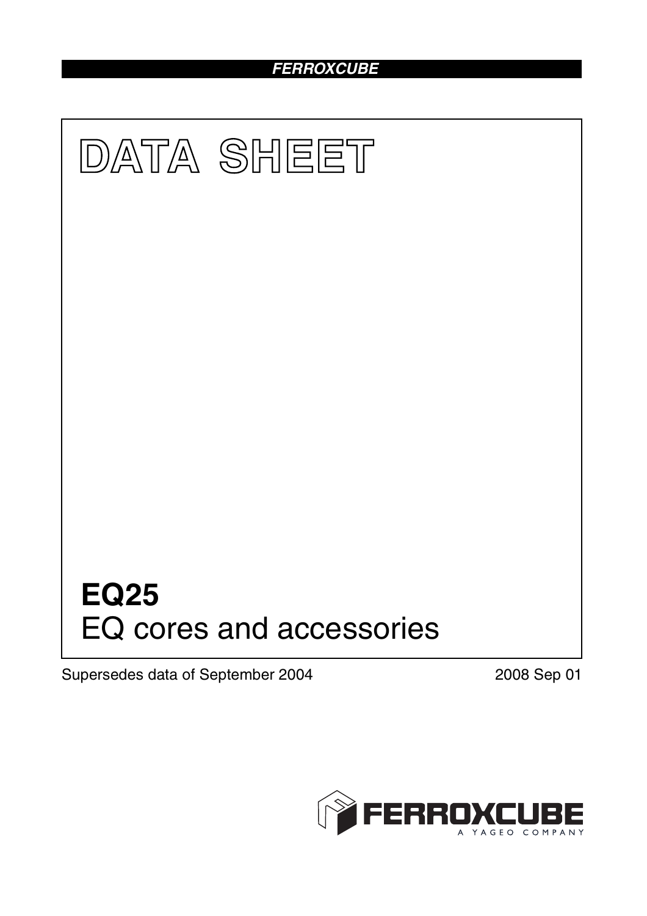# DATA SHEET

# EQ25

## EQ cores and accessories

Supersedes data of September 2004

2008 Sep 01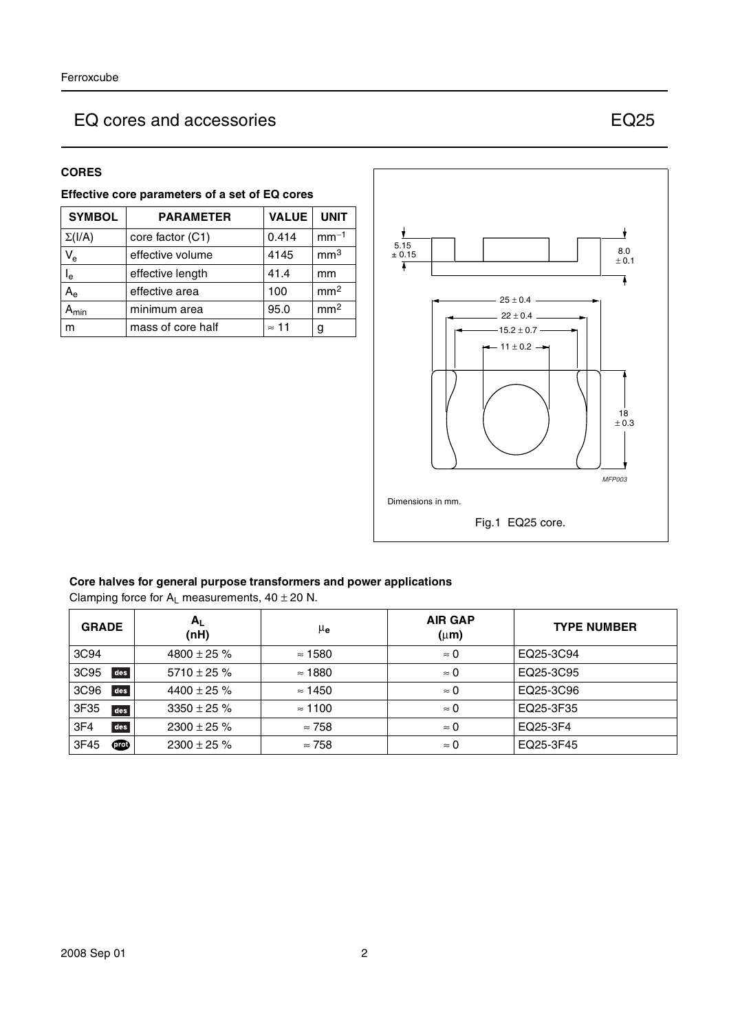# EQ cores and accessories — EQ25

## CORES

### Effective core parameters of a set of EQ cores

| SYMBOL | PARAMETER | VALUE | UNIT |
|---|---|---|---|
| $\Sigma(I/A)$ | core factor (C1) | 0.414 | $mm^{-1}$ |
| $V_e$ | effective volume | 4145 | $mm^3$ |
| $l_e$ | effective length | 41.4 | mm |
| $A_e$ | effective area | 100 | $mm^2$ |
| $A_{min}$ | minimum area | 95.0 | $mm^2$ |
| m | mass of core half | ≈ 11 | g |

Dimensions in mm.

Fig.1 EQ25 core.

### Core halves for general purpose transformers and power applications

Clamping force for $A_L$ measurements, 40 ± 20 N.

| GRADE | $A_L$ (nH) | $\mu_e$ | AIR GAP (μm) | TYPE NUMBER |
|---|---|---|---|---|
| 3C94 | 4800 ± 25 % | ≈ 1580 | ≈ 0 | EQ25-3C94 |
| 3C95 des | 5710 ± 25 % | ≈ 1880 | ≈ 0 | EQ25-3C95 |
| 3C96 des | 4400 ± 25 % | ≈ 1450 | ≈ 0 | EQ25-3C96 |
| 3F35 des | 3350 ± 25 % | ≈ 1100 | ≈ 0 | EQ25-3F35 |
| 3F4 des | 2300 ± 25 % | ≈ 758 | ≈ 0 | EQ25-3F4 |
| 3F45 prot | 2300 ± 25 % | ≈ 758 | ≈ 0 | EQ25-3F45 |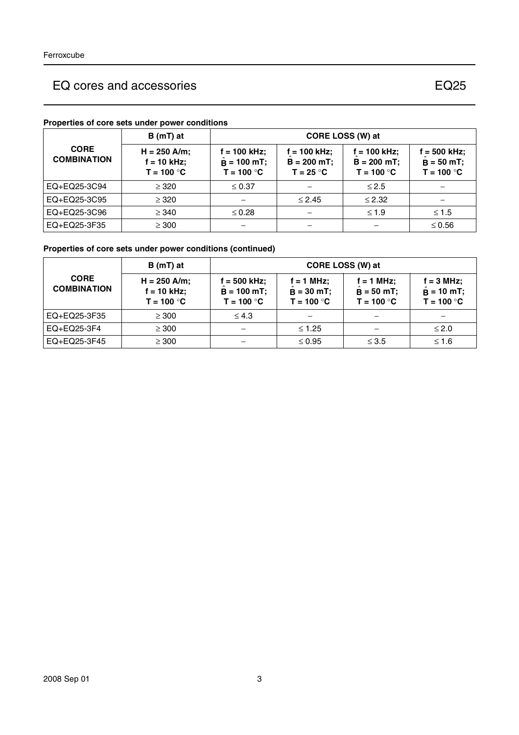# EQ cores and accessories

## EQ25

**Properties of core sets under power conditions**

| CORE COMBINATION | B (mT) at | CORE LOSS (W) at | | | |
|---|---|---|---|---|---|
| | H = 250 A/m; f = 10 kHz; T = 100 °C | f = 100 kHz; $\hat{B}$ = 100 mT; T = 100 °C | f = 100 kHz; $\hat{B}$ = 200 mT; T = 25 °C | f = 100 kHz; $\hat{B}$ = 200 mT; T = 100 °C | f = 500 kHz; $\hat{B}$ = 50 mT; T = 100 °C |
| EQ+EQ25-3C94 | ≥ 320 | ≤ 0.37 | − | ≤ 2.5 | − |
| EQ+EQ25-3C95 | ≥ 320 | − | ≤ 2.45 | ≤ 2.32 | − |
| EQ+EQ25-3C96 | ≥ 340 | ≤ 0.28 | − | ≤ 1.9 | ≤ 1.5 |
| EQ+EQ25-3F35 | ≥ 300 | − | − | − | ≤ 0.56 |

**Properties of core sets under power conditions (continued)**

| CORE COMBINATION | B (mT) at | CORE LOSS (W) at | | | |
|---|---|---|---|---|---|
| | H = 250 A/m; f = 10 kHz; T = 100 °C | f = 500 kHz; $\hat{B}$ = 100 mT; T = 100 °C | f = 1 MHz; $\hat{B}$ = 30 mT; T = 100 °C | f = 1 MHz; $\hat{B}$ = 50 mT; T = 100 °C | f = 3 MHz; $\hat{B}$ = 10 mT; T = 100 °C |
| EQ+EQ25-3F35 | ≥ 300 | ≤ 4.3 | − | − | − |
| EQ+EQ25-3F4 | ≥ 300 | − | ≤ 1.25 | − | ≤ 2.0 |
| EQ+EQ25-3F45 | ≥ 300 | − | ≤ 0.95 | ≤ 3.5 | ≤ 1.6 |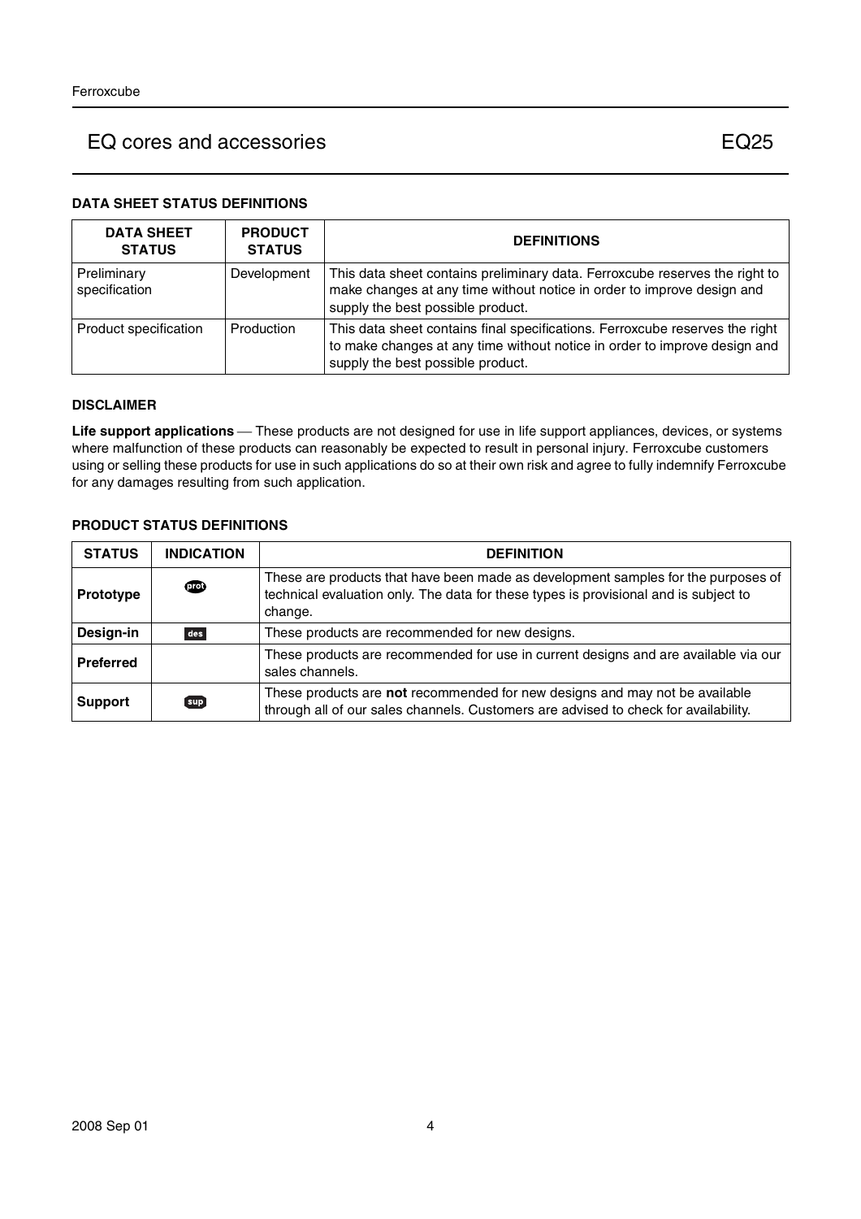## DATA SHEET STATUS DEFINITIONS

| DATA SHEET STATUS | PRODUCT STATUS | DEFINITIONS |
| --- | --- | --- |
| Preliminary specification | Development | This data sheet contains preliminary data. Ferroxcube reserves the right to make changes at any time without notice in order to improve design and supply the best possible product. |
| Product specification | Production | This data sheet contains final specifications. Ferroxcube reserves the right to make changes at any time without notice in order to improve design and supply the best possible product. |

## DISCLAIMER

**Life support applications** — These products are not designed for use in life support appliances, devices, or systems where malfunction of these products can reasonably be expected to result in personal injury. Ferroxcube customers using or selling these products for use in such applications do so at their own risk and agree to fully indemnify Ferroxcube for any damages resulting from such application.

## PRODUCT STATUS DEFINITIONS

| STATUS | INDICATION | DEFINITION |
| --- | --- | --- |
| **Prototype** | prot | These are products that have been made as development samples for the purposes of technical evaluation only. The data for these types is provisional and is subject to change. |
| **Design-in** | des | These products are recommended for new designs. |
| **Preferred** | | These products are recommended for use in current designs and are available via our sales channels. |
| **Support** | sup | These products are **not** recommended for new designs and may not be available through all of our sales channels. Customers are advised to check for availability. |